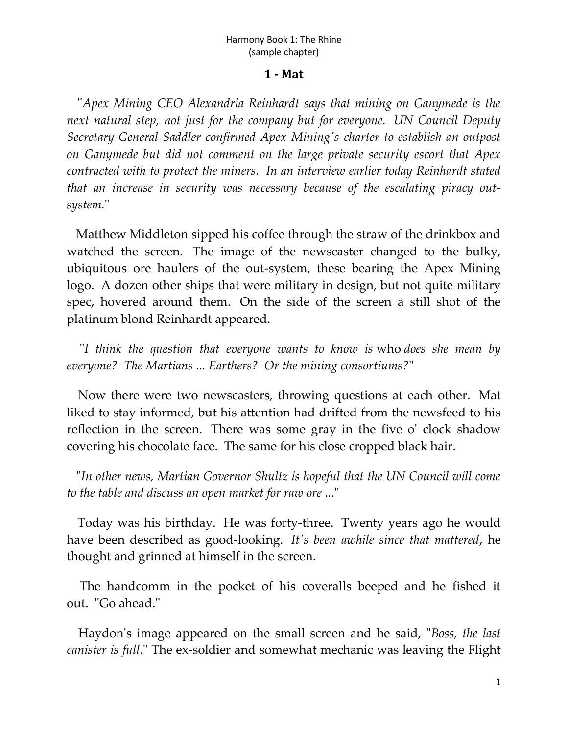# 1 - Mat

"*Apex Mining CEO Alexandria Reinhardt says that mining on Ganymede is the next natural step, not just for the company but for everyone. UN Council Deputy Secretary-General Saddler confirmed Apex Mining's charter to establish an outpost on Ganymede but did not comment on the large private security escort that Apex contracted with to protect the miners. In an interview earlier today Reinhardt stated that an increase in security was necessary because of the escalating piracy out-system.*"

Matthew Middleton sipped his coffee through the straw of the drinkbox and watched the screen. The image of the newscaster changed to the bulky, ubiquitous ore haulers of the out-system, these bearing the Apex Mining logo. A dozen other ships that were military in design, but not quite military spec, hovered around them. On the side of the screen a still shot of the platinum blond Reinhardt appeared.

"*I think the question that everyone wants to know is* who *does she mean by everyone? The Martians ... Earthers? Or the mining consortiums?*"

Now there were two newscasters, throwing questions at each other. Mat liked to stay informed, but his attention had drifted from the newsfeed to his reflection in the screen. There was some gray in the five o' clock shadow covering his chocolate face. The same for his close cropped black hair.

"*In other news, Martian Governor Shultz is hopeful that the UN Council will come to the table and discuss an open market for raw ore ...*"

Today was his birthday. He was forty-three. Twenty years ago he would have been described as good-looking. *It's been awhile since that mattered*, he thought and grinned at himself in the screen.

The handcomm in the pocket of his coveralls beeped and he fished it out. "Go ahead."

Haydon's image appeared on the small screen and he said, "*Boss, the last canister is full.*" The ex-soldier and somewhat mechanic was leaving the Flight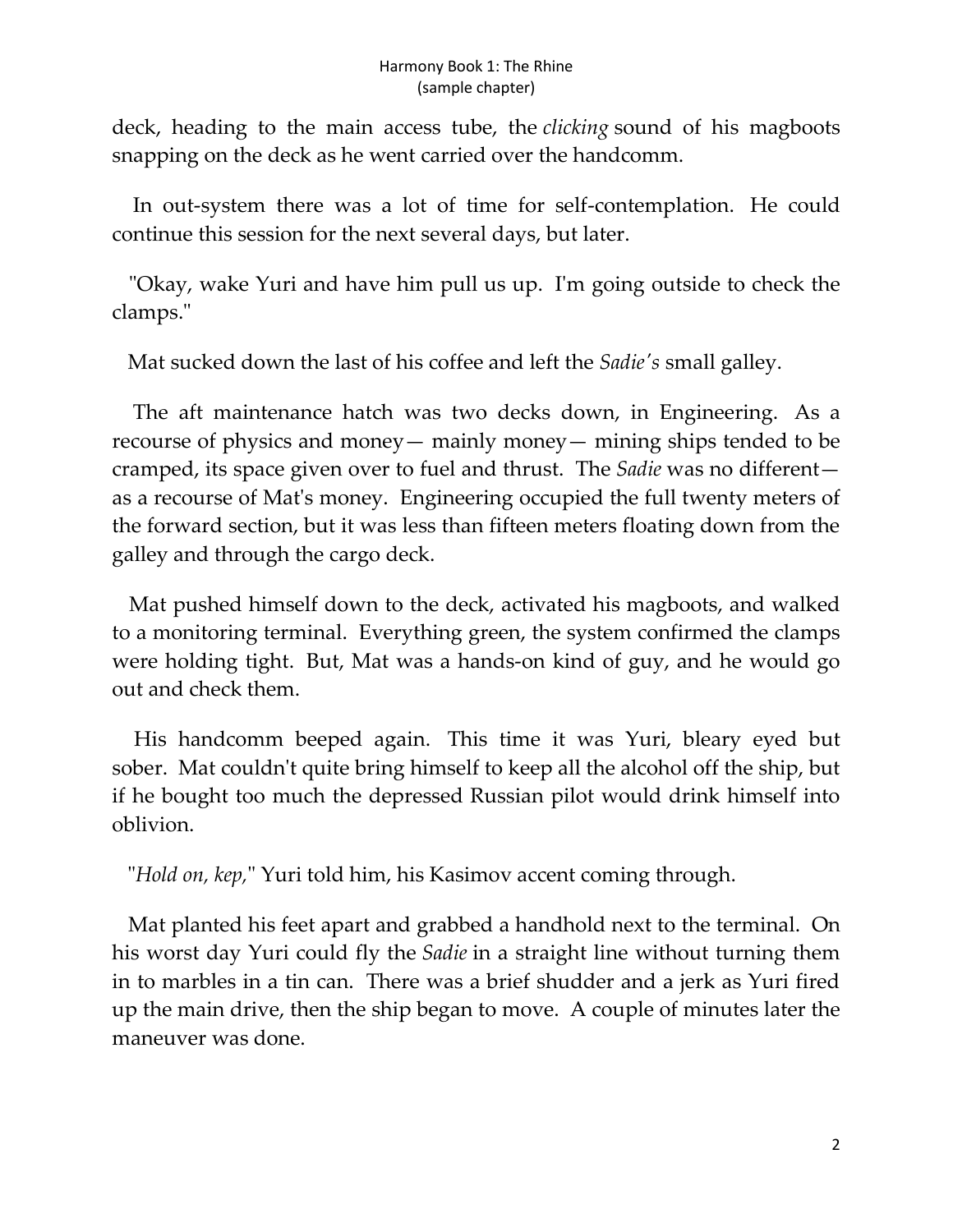deck, heading to the main access tube, the *clicking* sound of his magboots snapping on the deck as he went carried over the handcomm.

In out-system there was a lot of time for self-contemplation. He could continue this session for the next several days, but later.

"Okay, wake Yuri and have him pull us up. I'm going outside to check the clamps."

Mat sucked down the last of his coffee and left the *Sadie's* small galley.

The aft maintenance hatch was two decks down, in Engineering. As a recourse of physics and money— mainly money— mining ships tended to be cramped, its space given over to fuel and thrust. The *Sadie* was no different— as a recourse of Mat's money. Engineering occupied the full twenty meters of the forward section, but it was less than fifteen meters floating down from the galley and through the cargo deck.

Mat pushed himself down to the deck, activated his magboots, and walked to a monitoring terminal. Everything green, the system confirmed the clamps were holding tight. But, Mat was a hands-on kind of guy, and he would go out and check them.

His handcomm beeped again. This time it was Yuri, bleary eyed but sober. Mat couldn't quite bring himself to keep all the alcohol off the ship, but if he bought too much the depressed Russian pilot would drink himself into oblivion.

"*Hold on, kep,*" Yuri told him, his Kasimov accent coming through.

Mat planted his feet apart and grabbed a handhold next to the terminal. On his worst day Yuri could fly the *Sadie* in a straight line without turning them in to marbles in a tin can. There was a brief shudder and a jerk as Yuri fired up the main drive, then the ship began to move. A couple of minutes later the maneuver was done.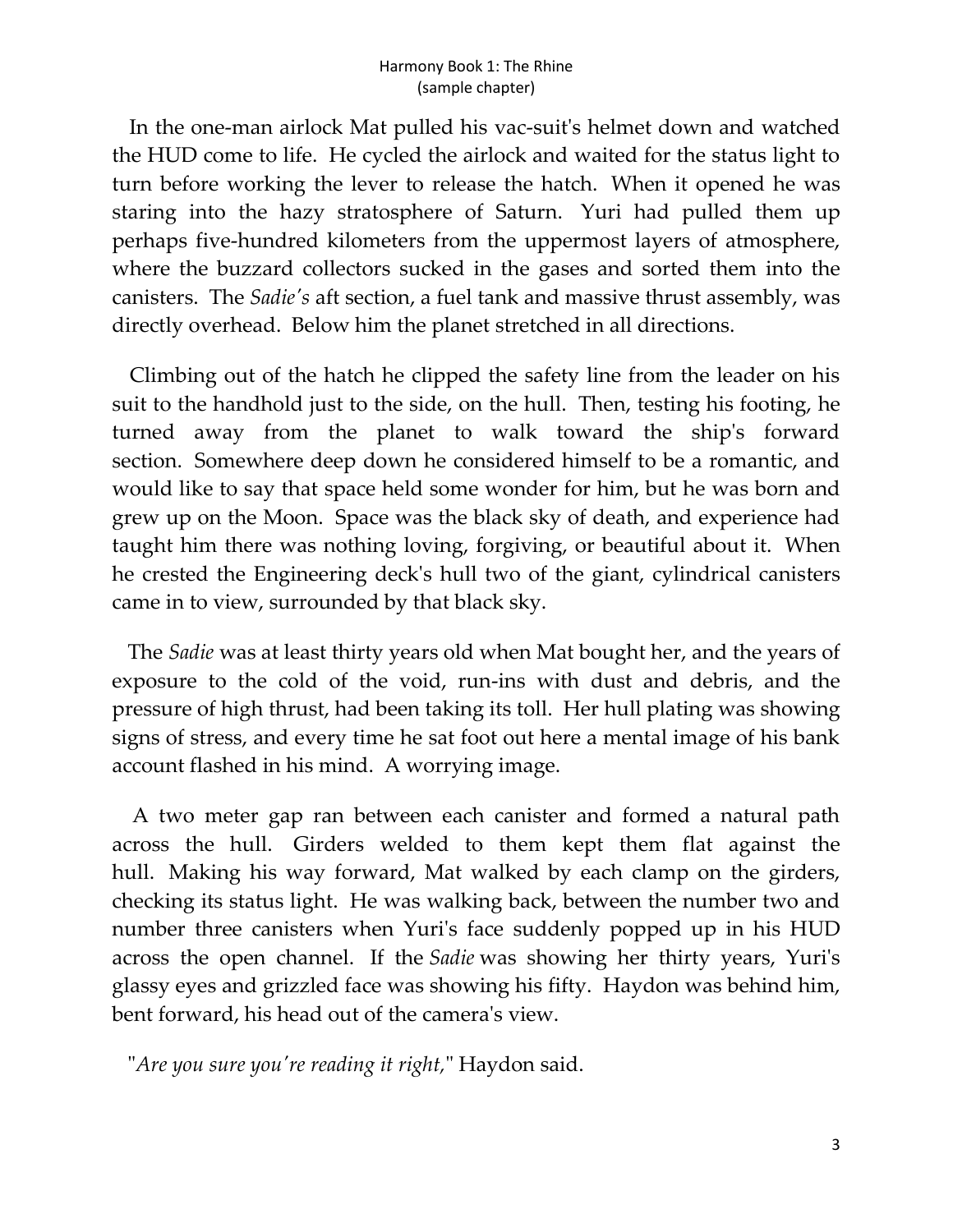In the one-man airlock Mat pulled his vac-suit's helmet down and watched the HUD come to life. He cycled the airlock and waited for the status light to turn before working the lever to release the hatch. When it opened he was staring into the hazy stratosphere of Saturn. Yuri had pulled them up perhaps five-hundred kilometers from the uppermost layers of atmosphere, where the buzzard collectors sucked in the gases and sorted them into the canisters. The *Sadie's* aft section, a fuel tank and massive thrust assembly, was directly overhead. Below him the planet stretched in all directions.

Climbing out of the hatch he clipped the safety line from the leader on his suit to the handhold just to the side, on the hull. Then, testing his footing, he turned away from the planet to walk toward the ship's forward section. Somewhere deep down he considered himself to be a romantic, and would like to say that space held some wonder for him, but he was born and grew up on the Moon. Space was the black sky of death, and experience had taught him there was nothing loving, forgiving, or beautiful about it. When he crested the Engineering deck's hull two of the giant, cylindrical canisters came in to view, surrounded by that black sky.

The *Sadie* was at least thirty years old when Mat bought her, and the years of exposure to the cold of the void, run-ins with dust and debris, and the pressure of high thrust, had been taking its toll. Her hull plating was showing signs of stress, and every time he sat foot out here a mental image of his bank account flashed in his mind. A worrying image.

A two meter gap ran between each canister and formed a natural path across the hull. Girders welded to them kept them flat against the hull. Making his way forward, Mat walked by each clamp on the girders, checking its status light. He was walking back, between the number two and number three canisters when Yuri's face suddenly popped up in his HUD across the open channel. If the *Sadie* was showing her thirty years, Yuri's glassy eyes and grizzled face was showing his fifty. Haydon was behind him, bent forward, his head out of the camera's view.

"*Are you sure you're reading it right,*" Haydon said.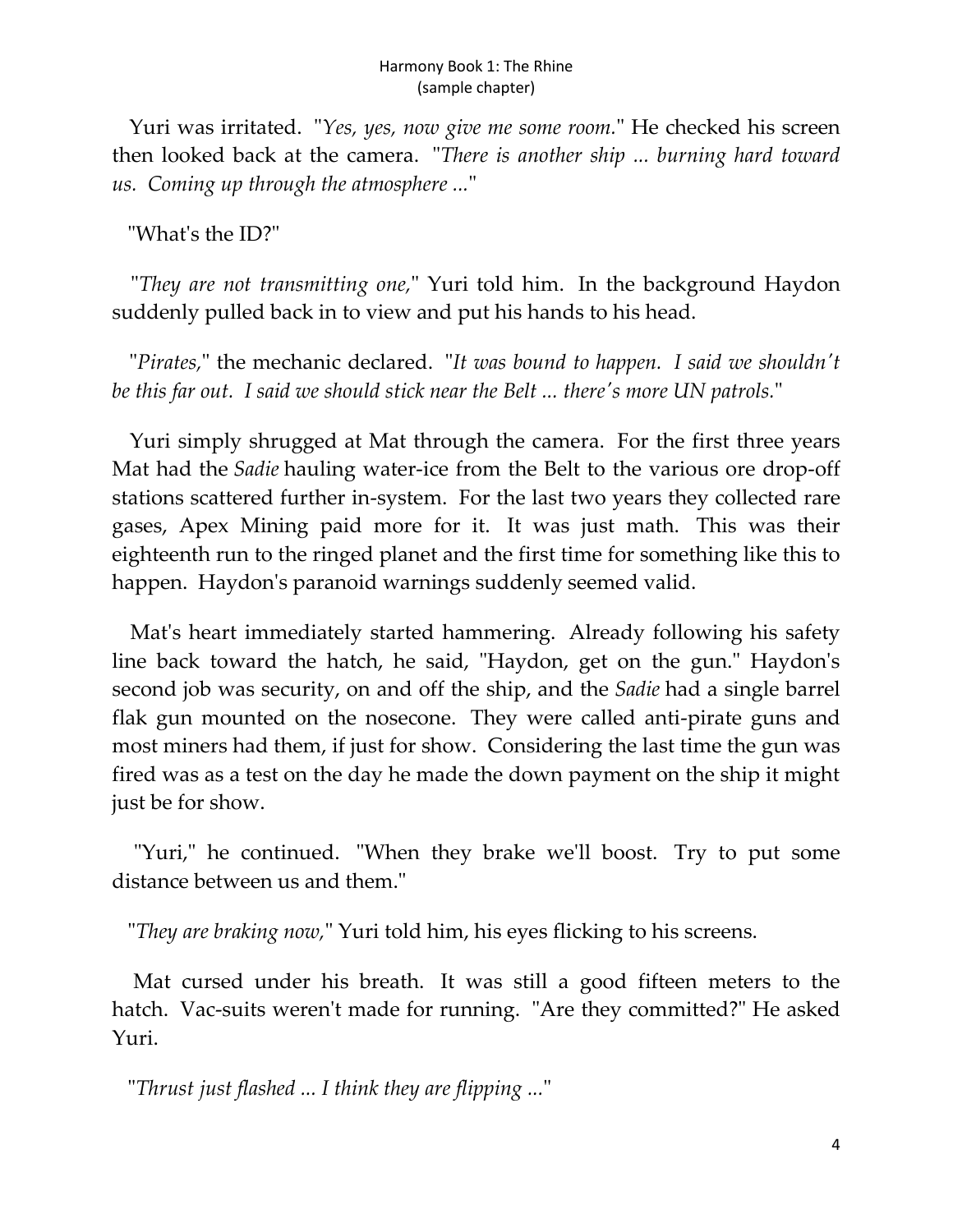Yuri was irritated. "*Yes, yes, now give me some room.*" He checked his screen then looked back at the camera. "*There is another ship ... burning hard toward us. Coming up through the atmosphere ...*"

"What's the ID?"

"*They are not transmitting one,*" Yuri told him. In the background Haydon suddenly pulled back in to view and put his hands to his head.

"*Pirates,*" the mechanic declared. "*It was bound to happen. I said we shouldn't be this far out. I said we should stick near the Belt ... there's more UN patrols.*"

Yuri simply shrugged at Mat through the camera. For the first three years Mat had the *Sadie* hauling water-ice from the Belt to the various ore drop-off stations scattered further in-system. For the last two years they collected rare gases, Apex Mining paid more for it. It was just math. This was their eighteenth run to the ringed planet and the first time for something like this to happen. Haydon's paranoid warnings suddenly seemed valid.

Mat's heart immediately started hammering. Already following his safety line back toward the hatch, he said, "Haydon, get on the gun." Haydon's second job was security, on and off the ship, and the *Sadie* had a single barrel flak gun mounted on the nosecone. They were called anti-pirate guns and most miners had them, if just for show. Considering the last time the gun was fired was as a test on the day he made the down payment on the ship it might just be for show.

"Yuri," he continued. "When they brake we'll boost. Try to put some distance between us and them."

"*They are braking now,*" Yuri told him, his eyes flicking to his screens.

Mat cursed under his breath. It was still a good fifteen meters to the hatch. Vac-suits weren't made for running. "Are they committed?" He asked Yuri.

"*Thrust just flashed ... I think they are flipping ...*"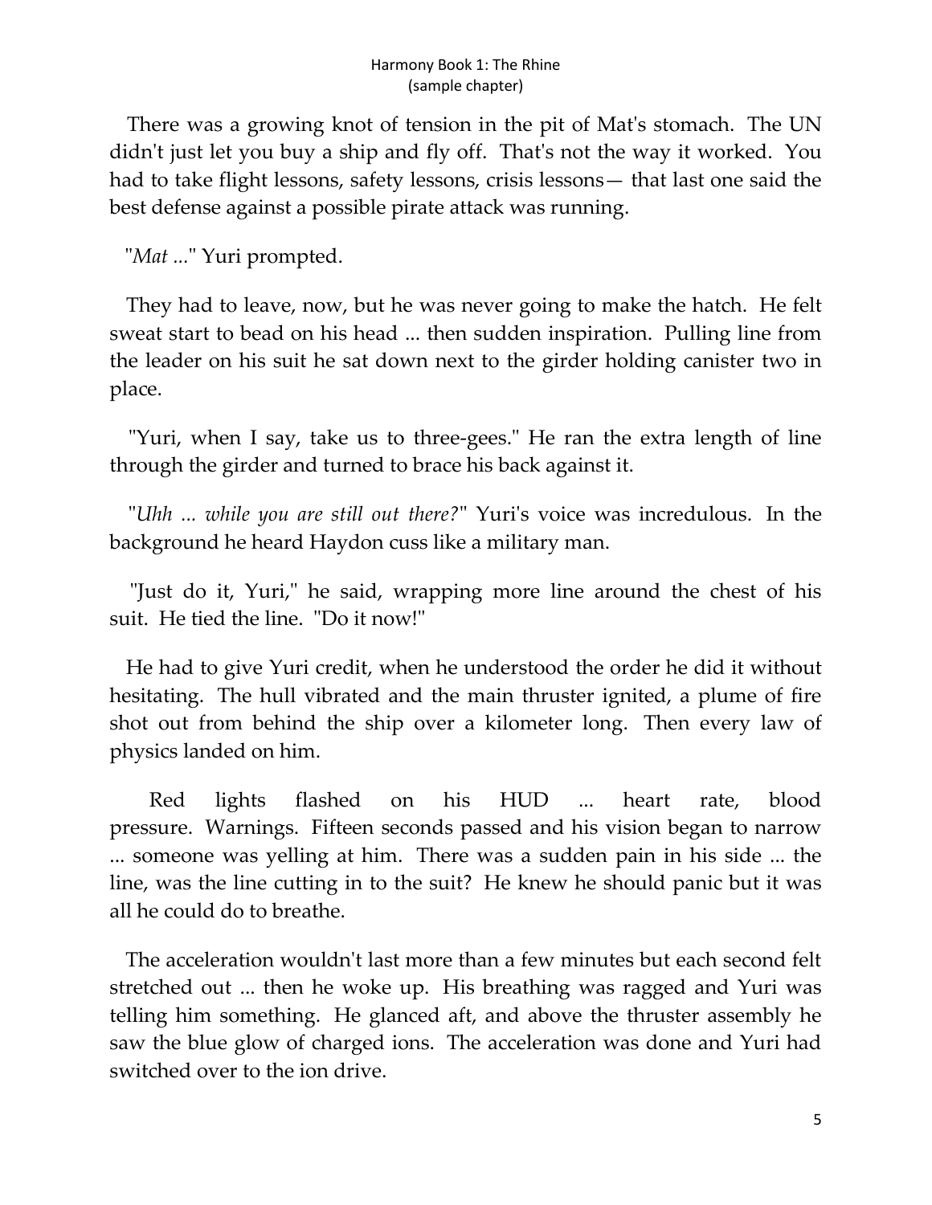There was a growing knot of tension in the pit of Mat's stomach. The UN didn't just let you buy a ship and fly off. That's not the way it worked. You had to take flight lessons, safety lessons, crisis lessons— that last one said the best defense against a possible pirate attack was running.

"*Mat ...*" Yuri prompted.

They had to leave, now, but he was never going to make the hatch. He felt sweat start to bead on his head ... then sudden inspiration. Pulling line from the leader on his suit he sat down next to the girder holding canister two in place.

"Yuri, when I say, take us to three-gees." He ran the extra length of line through the girder and turned to brace his back against it.

"*Uhh ... while you are still out there?*" Yuri's voice was incredulous. In the background he heard Haydon cuss like a military man.

"Just do it, Yuri," he said, wrapping more line around the chest of his suit. He tied the line. "Do it now!"

He had to give Yuri credit, when he understood the order he did it without hesitating. The hull vibrated and the main thruster ignited, a plume of fire shot out from behind the ship over a kilometer long. Then every law of physics landed on him.

Red lights flashed on his HUD ... heart rate, blood pressure. Warnings. Fifteen seconds passed and his vision began to narrow ... someone was yelling at him. There was a sudden pain in his side ... the line, was the line cutting in to the suit? He knew he should panic but it was all he could do to breathe.

The acceleration wouldn't last more than a few minutes but each second felt stretched out ... then he woke up. His breathing was ragged and Yuri was telling him something. He glanced aft, and above the thruster assembly he saw the blue glow of charged ions. The acceleration was done and Yuri had switched over to the ion drive.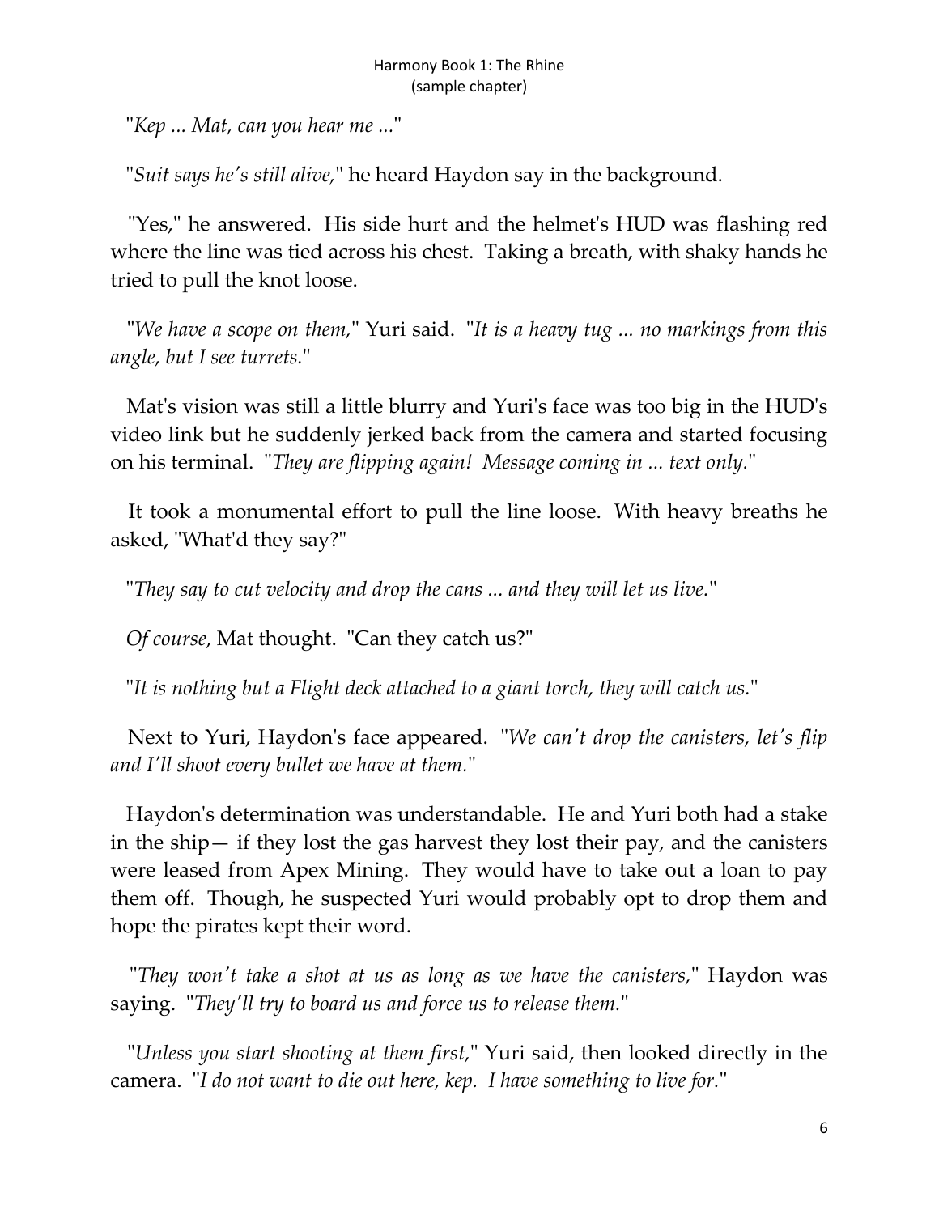"*Kep ... Mat, can you hear me ...*"

"*Suit says he's still alive,*" he heard Haydon say in the background.

"Yes," he answered. His side hurt and the helmet's HUD was flashing red where the line was tied across his chest. Taking a breath, with shaky hands he tried to pull the knot loose.

"*We have a scope on them,*" Yuri said. "*It is a heavy tug ... no markings from this angle, but I see turrets.*"

Mat's vision was still a little blurry and Yuri's face was too big in the HUD's video link but he suddenly jerked back from the camera and started focusing on his terminal. "*They are flipping again! Message coming in ... text only.*"

It took a monumental effort to pull the line loose. With heavy breaths he asked, "What'd they say?"

"*They say to cut velocity and drop the cans ... and they will let us live.*"

*Of course*, Mat thought. "Can they catch us?"

"*It is nothing but a Flight deck attached to a giant torch, they will catch us.*"

Next to Yuri, Haydon's face appeared. "*We can't drop the canisters, let's flip and I'll shoot every bullet we have at them.*"

Haydon's determination was understandable. He and Yuri both had a stake in the ship— if they lost the gas harvest they lost their pay, and the canisters were leased from Apex Mining. They would have to take out a loan to pay them off. Though, he suspected Yuri would probably opt to drop them and hope the pirates kept their word.

"*They won't take a shot at us as long as we have the canisters,*" Haydon was saying. "*They'll try to board us and force us to release them.*"

"*Unless you start shooting at them first,*" Yuri said, then looked directly in the camera. "*I do not want to die out here, kep. I have something to live for.*"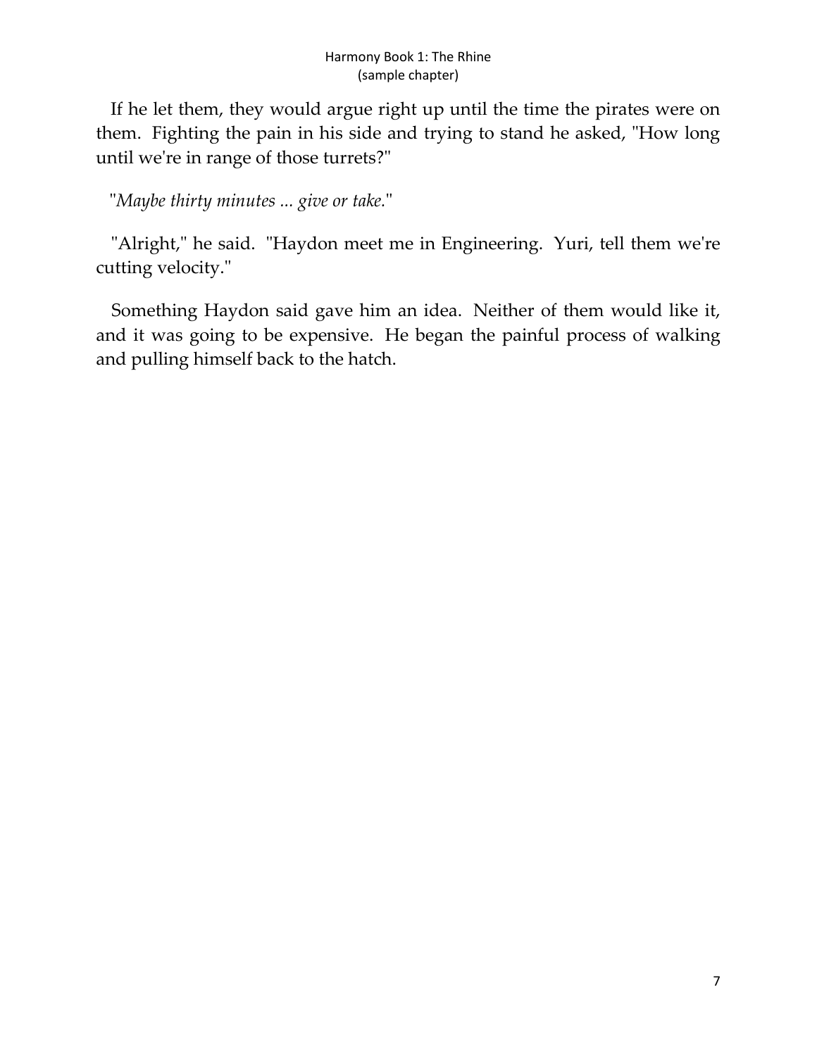If he let them, they would argue right up until the time the pirates were on them. Fighting the pain in his side and trying to stand he asked, "How long until we're in range of those turrets?"

"*Maybe thirty minutes ... give or take.*"

"Alright," he said. "Haydon meet me in Engineering. Yuri, tell them we're cutting velocity."

Something Haydon said gave him an idea. Neither of them would like it, and it was going to be expensive. He began the painful process of walking and pulling himself back to the hatch.